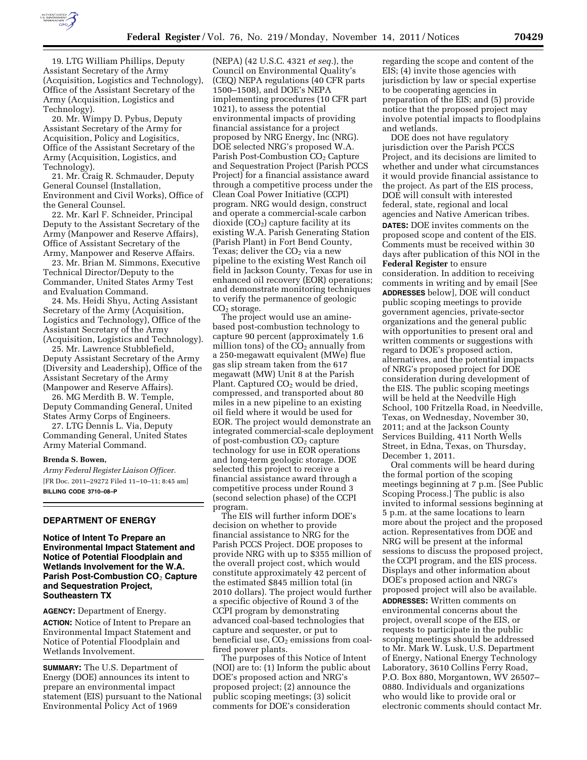19. LTG William Phillips, Deputy Assistant Secretary of the Army (Acquisition, Logistics and Technology), Office of the Assistant Secretary of the Army (Acquisition, Logistics and Technology).

20. Mr. Wimpy D. Pybus, Deputy Assistant Secretary of the Army for Acquisition, Policy and Logisitics, Office of the Assistant Secretary of the Army (Acquisition, Logistics, and Technology).

21. Mr. Craig R. Schmauder, Deputy General Counsel (Installation, Environment and Civil Works), Office of the General Counsel.

22. Mr. Karl F. Schneider, Principal Deputy to the Assistant Secretary of the Army (Manpower and Reserve Affairs), Office of Assistant Secretary of the Army, Manpower and Reserve Affairs.

23. Mr. Brian M. Simmons, Executive Technical Director/Deputy to the Commander, United States Army Test and Evaluation Command.

24. Ms. Heidi Shyu, Acting Assistant Secretary of the Army (Acquisition, Logistics and Technology), Office of the Assistant Secretary of the Army (Acquisition, Logistics and Technology).

25. Mr. Lawrence Stubblefield, Deputy Assistant Secretary of the Army (Diversity and Leadership), Office of the Assistant Secretary of the Army (Manpower and Reserve Affairs).

26. MG Merdith B. W. Temple, Deputy Commanding General, United States Army Corps of Engineers.

27. LTG Dennis L. Via, Deputy Commanding General, United States Army Material Command.

**Brenda S. Bowen,**

*Army Federal Register Liaison Officer.*

[FR Doc. 2011–29272 Filed 11–10–11; 8:45 am]

**BILLING CODE 3710–08–P**

## DEPARTMENT OF ENERGY

### Notice of Intent To Prepare an Environmental Impact Statement and Notice of Potential Floodplain and Wetlands Involvement for the W.A. Parish Post-Combustion $CO_2$ Capture and Sequestration Project, Southeastern TX

**AGENCY:** Department of Energy.

**ACTION:** Notice of Intent to Prepare an Environmental Impact Statement and Notice of Potential Floodplain and Wetlands Involvement.

**SUMMARY:** The U.S. Department of Energy (DOE) announces its intent to prepare an environmental impact statement (EIS) pursuant to the National Environmental Policy Act of 1969 (NEPA) (42 U.S.C. 4321 *et seq.*), the Council on Environmental Quality's (CEQ) NEPA regulations (40 CFR parts 1500–1508), and DOE's NEPA implementing procedures (10 CFR part 1021), to assess the potential environmental impacts of providing financial assistance for a project proposed by NRG Energy, Inc (NRG). DOE selected NRG's proposed W.A. Parish Post-Combustion $CO_2$ Capture and Sequestration Project (Parish PCCS Project) for a financial assistance award through a competitive process under the Clean Coal Power Initiative (CCPI) program. NRG would design, construct and operate a commercial-scale carbon dioxide ($CO_2$) capture facility at its existing W.A. Parish Generating Station (Parish Plant) in Fort Bend County, Texas; deliver the $CO_2$ via a new pipeline to the existing West Ranch oil field in Jackson County, Texas for use in enhanced oil recovery (EOR) operations; and demonstrate monitoring techniques to verify the permanence of geologic $CO_2$ storage.

The project would use an amine-based post-combustion technology to capture 90 percent (approximately 1.6 million tons) of the $CO_2$ annually from a 250-megawatt equivalent (MWe) flue gas slip stream taken from the 617 megawatt (MW) Unit 8 at the Parish Plant. Captured $CO_2$ would be dried, compressed, and transported about 80 miles in a new pipeline to an existing oil field where it would be used for EOR. The project would demonstrate an integrated commercial-scale deployment of post-combustion $CO_2$ capture technology for use in EOR operations and long-term geologic storage. DOE selected this project to receive a financial assistance award through a competitive process under Round 3 (second selection phase) of the CCPI program.

The EIS will further inform DOE's decision on whether to provide financial assistance to NRG for the Parish PCCS Project. DOE proposes to provide NRG with up to $355 million of the overall project cost, which would constitute approximately 42 percent of the estimated $845 million total (in 2010 dollars). The project would further a specific objective of Round 3 of the CCPI program by demonstrating advanced coal-based technologies that capture and sequester, or put to beneficial use, $CO_2$ emissions from coal-fired power plants.

The purposes of this Notice of Intent (NOI) are to: (1) Inform the public about DOE's proposed action and NRG's proposed project; (2) announce the public scoping meetings; (3) solicit comments for DOE's consideration regarding the scope and content of the EIS; (4) invite those agencies with jurisdiction by law or special expertise to be cooperating agencies in preparation of the EIS; and (5) provide notice that the proposed project may involve potential impacts to floodplains and wetlands.

DOE does not have regulatory jurisdiction over the Parish PCCS Project, and its decisions are limited to whether and under what circumstances it would provide financial assistance to the project. As part of the EIS process, DOE will consult with interested federal, state, regional and local agencies and Native American tribes.

**DATES:** DOE invites comments on the proposed scope and content of the EIS. Comments must be received within 30 days after publication of this NOI in the **Federal Register** to ensure consideration. In addition to receiving comments in writing and by email [See **ADDRESSES** below], DOE will conduct public scoping meetings to provide government agencies, private-sector organizations and the general public with opportunities to present oral and written comments or suggestions with regard to DOE's proposed action, alternatives, and the potential impacts of NRG's proposed project for DOE consideration during development of the EIS. The public scoping meetings will be held at the Needville High School, 100 Fritzella Road, in Needville, Texas, on Wednesday, November 30, 2011; and at the Jackson County Services Building, 411 North Wells Street, in Edna, Texas, on Thursday, December 1, 2011.

Oral comments will be heard during the formal portion of the scoping meetings beginning at 7 p.m. [See Public Scoping Process.] The public is also invited to informal sessions beginning at 5 p.m. at the same locations to learn more about the project and the proposed action. Representatives from DOE and NRG will be present at the informal sessions to discuss the proposed project, the CCPI program, and the EIS process. Displays and other information about DOE's proposed action and NRG's proposed project will also be available.

**ADDRESSES:** Written comments on environmental concerns about the project, overall scope of the EIS, or requests to participate in the public scoping meetings should be addressed to Mr. Mark W. Lusk, U.S. Department of Energy, National Energy Technology Laboratory, 3610 Collins Ferry Road, P.O. Box 880, Morgantown, WV 26507–0880. Individuals and organizations who would like to provide oral or electronic comments should contact Mr.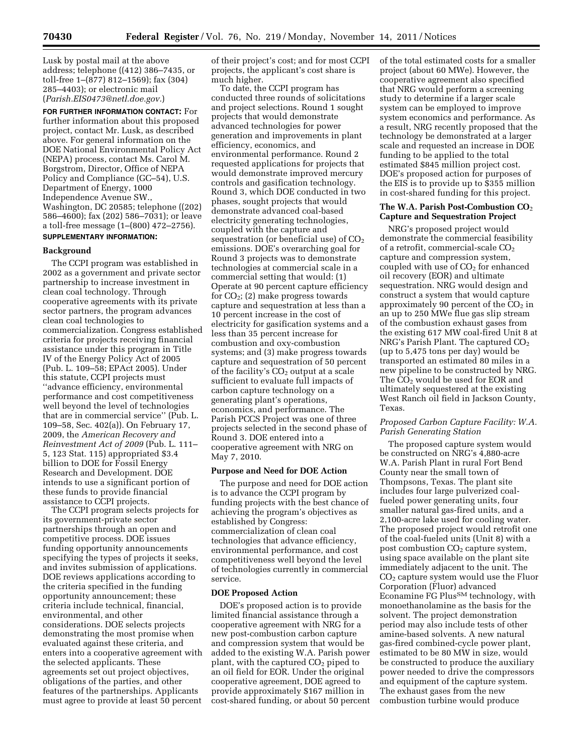Lusk by postal mail at the above address; telephone ((412) 386–7435, or toll-free 1–(877) 812–1569); fax (304) 285–4403); or electronic mail (*Parish.EIS0473@netl.doe.gov.*)

**FOR FURTHER INFORMATION CONTACT:** For further information about this proposed project, contact Mr. Lusk, as described above. For general information on the DOE National Environmental Policy Act (NEPA) process, contact Ms. Carol M. Borgstrom, Director, Office of NEPA Policy and Compliance (GC–54), U.S. Department of Energy, 1000 Independence Avenue SW., Washington, DC 20585; telephone ((202) 586–4600); fax (202) 586–7031); or leave a toll-free message (1–(800) 472–2756).

**SUPPLEMENTARY INFORMATION:**

## Background

The CCPI program was established in 2002 as a government and private sector partnership to increase investment in clean coal technology. Through cooperative agreements with its private sector partners, the program advances clean coal technologies to commercialization. Congress established criteria for projects receiving financial assistance under this program in Title IV of the Energy Policy Act of 2005 (Pub. L. 109–58; EPAct 2005). Under this statute, CCPI projects must ''advance efficiency, environmental performance and cost competitiveness well beyond the level of technologies that are in commercial service'' (Pub. L. 109–58, Sec. 402(a)). On February 17, 2009, the *American Recovery and Reinvestment Act of 2009* (Pub. L. 111–5, 123 Stat. 115) appropriated $3.4 billion to DOE for Fossil Energy Research and Development. DOE intends to use a significant portion of these funds to provide financial assistance to CCPI projects.

The CCPI program selects projects for its government-private sector partnerships through an open and competitive process. DOE issues funding opportunity announcements specifying the types of projects it seeks, and invites submission of applications. DOE reviews applications according to the criteria specified in the funding opportunity announcement; these criteria include technical, financial, environmental, and other considerations. DOE selects projects demonstrating the most promise when evaluated against these criteria, and enters into a cooperative agreement with the selected applicants. These agreements set out project objectives, obligations of the parties, and other features of the partnerships. Applicants must agree to provide at least 50 percent of their project's cost; and for most CCPI projects, the applicant's cost share is much higher.

To date, the CCPI program has conducted three rounds of solicitations and project selections. Round 1 sought projects that would demonstrate advanced technologies for power generation and improvements in plant efficiency, economics, and environmental performance. Round 2 requested applications for projects that would demonstrate improved mercury controls and gasification technology. Round 3, which DOE conducted in two phases, sought projects that would demonstrate advanced coal-based electricity generating technologies, coupled with the capture and sequestration (or beneficial use) of $CO_2$ emissions. DOE's overarching goal for Round 3 projects was to demonstrate technologies at commercial scale in a commercial setting that would: (1) Operate at 90 percent capture efficiency for $CO_2$; (2) make progress towards capture and sequestration at less than a 10 percent increase in the cost of electricity for gasification systems and a less than 35 percent increase for combustion and oxy-combustion systems; and (3) make progress towards capture and sequestration of 50 percent of the facility's $CO_2$ output at a scale sufficient to evaluate full impacts of carbon capture technology on a generating plant's operations, economics, and performance. The Parish PCCS Project was one of three projects selected in the second phase of Round 3. DOE entered into a cooperative agreement with NRG on May 7, 2010.

## Purpose and Need for DOE Action

The purpose and need for DOE action is to advance the CCPI program by funding projects with the best chance of achieving the program's objectives as established by Congress: commercialization of clean coal technologies that advance efficiency, environmental performance, and cost competitiveness well beyond the level of technologies currently in commercial service.

## DOE Proposed Action

DOE's proposed action is to provide limited financial assistance through a cooperative agreement with NRG for a new post-combustion carbon capture and compression system that would be added to the existing W.A. Parish power plant, with the captured $CO_2$ piped to an oil field for EOR. Under the original cooperative agreement, DOE agreed to provide approximately $167 million in cost-shared funding, or about 50 percent of the total estimated costs for a smaller project (about 60 MWe). However, the cooperative agreement also specified that NRG would perform a screening study to determine if a larger scale system can be employed to improve system economics and performance. As a result, NRG recently proposed that the technology be demonstrated at a larger scale and requested an increase in DOE funding to be applied to the total estimated $845 million project cost. DOE's proposed action for purposes of the EIS is to provide up to $355 million in cost-shared funding for this project.

## The W.A. Parish Post-Combustion $CO_2$ Capture and Sequestration Project

NRG's proposed project would demonstrate the commercial feasibility of a retrofit, commercial-scale $CO_2$ capture and compression system, coupled with use of $CO_2$ for enhanced oil recovery (EOR) and ultimate sequestration. NRG would design and construct a system that would capture approximately 90 percent of the $CO_2$ in an up to 250 MWe flue gas slip stream of the combustion exhaust gases from the existing 617 MW coal-fired Unit 8 at NRG's Parish Plant. The captured $CO_2$ (up to 5,475 tons per day) would be transported an estimated 80 miles in a new pipeline to be constructed by NRG. The $CO_2$ would be used for EOR and ultimately sequestered at the existing West Ranch oil field in Jackson County, Texas.

### *Proposed Carbon Capture Facility: W.A. Parish Generating Station*

The proposed capture system would be constructed on NRG's 4,880-acre W.A. Parish Plant in rural Fort Bend County near the small town of Thompsons, Texas. The plant site includes four large pulverized coal-fueled power generating units, four smaller natural gas-fired units, and a 2,100-acre lake used for cooling water. The proposed project would retrofit one of the coal-fueled units (Unit 8) with a post combustion $CO_2$ capture system, using space available on the plant site immediately adjacent to the unit. The $CO_2$ capture system would use the Fluor Corporation (Fluor) advanced Econamine FG Plus[SM] technology, with monoethanolamine as the basis for the solvent. The project demonstration period may also include tests of other amine-based solvents. A new natural gas-fired combined-cycle power plant, estimated to be 80 MW in size, would be constructed to produce the auxiliary power needed to drive the compressors and equipment of the capture system. The exhaust gases from the new combustion turbine would produce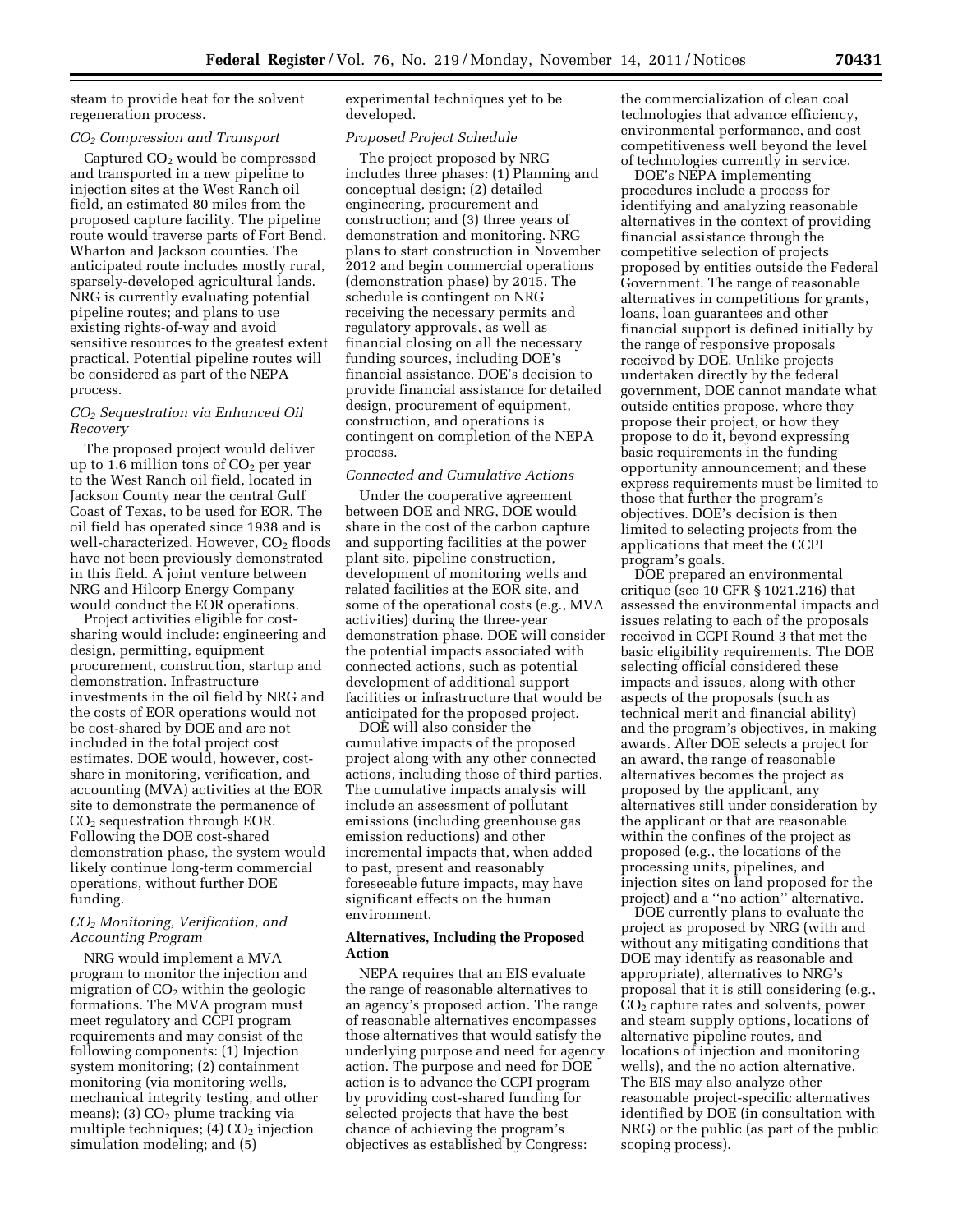steam to provide heat for the solvent regeneration process.

*$CO_2$ Compression and Transport*

Captured $CO_2$ would be compressed and transported in a new pipeline to injection sites at the West Ranch oil field, an estimated 80 miles from the proposed capture facility. The pipeline route would traverse parts of Fort Bend, Wharton and Jackson counties. The anticipated route includes mostly rural, sparsely-developed agricultural lands. NRG is currently evaluating potential pipeline routes; and plans to use existing rights-of-way and avoid sensitive resources to the greatest extent practical. Potential pipeline routes will be considered as part of the NEPA process.

*$CO_2$ Sequestration via Enhanced Oil Recovery*

The proposed project would deliver up to 1.6 million tons of $CO_2$ per year to the West Ranch oil field, located in Jackson County near the central Gulf Coast of Texas, to be used for EOR. The oil field has operated since 1938 and is well-characterized. However, $CO_2$ floods have not been previously demonstrated in this field. A joint venture between NRG and Hilcorp Energy Company would conduct the EOR operations.

Project activities eligible for cost-sharing would include: engineering and design, permitting, equipment procurement, construction, startup and demonstration. Infrastructure investments in the oil field by NRG and the costs of EOR operations would not be cost-shared by DOE and are not included in the total project cost estimates. DOE would, however, cost-share in monitoring, verification, and accounting (MVA) activities at the EOR site to demonstrate the permanence of $CO_2$ sequestration through EOR. Following the DOE cost-shared demonstration phase, the system would likely continue long-term commercial operations, without further DOE funding.

*$CO_2$ Monitoring, Verification, and Accounting Program*

NRG would implement a MVA program to monitor the injection and migration of $CO_2$ within the geologic formations. The MVA program must meet regulatory and CCPI program requirements and may consist of the following components: (1) Injection system monitoring; (2) containment monitoring (via monitoring wells, mechanical integrity testing, and other means); (3) $CO_2$ plume tracking via multiple techniques; (4) $CO_2$ injection simulation modeling; and (5) experimental techniques yet to be developed.

*Proposed Project Schedule*

The project proposed by NRG includes three phases: (1) Planning and conceptual design; (2) detailed engineering, procurement and construction; and (3) three years of demonstration and monitoring. NRG plans to start construction in November 2012 and begin commercial operations (demonstration phase) by 2015. The schedule is contingent on NRG receiving the necessary permits and regulatory approvals, as well as financial closing on all the necessary funding sources, including DOE's financial assistance. DOE's decision to provide financial assistance for detailed design, procurement of equipment, construction, and operations is contingent on completion of the NEPA process.

*Connected and Cumulative Actions*

Under the cooperative agreement between DOE and NRG, DOE would share in the cost of the carbon capture and supporting facilities at the power plant site, pipeline construction, development of monitoring wells and related facilities at the EOR site, and some of the operational costs (e.g., MVA activities) during the three-year demonstration phase. DOE will consider the potential impacts associated with connected actions, such as potential development of additional support facilities or infrastructure that would be anticipated for the proposed project.

DOE will also consider the cumulative impacts of the proposed project along with any other connected actions, including those of third parties. The cumulative impacts analysis will include an assessment of pollutant emissions (including greenhouse gas emission reductions) and other incremental impacts that, when added to past, present and reasonably foreseeable future impacts, may have significant effects on the human environment.

**Alternatives, Including the Proposed Action**

NEPA requires that an EIS evaluate the range of reasonable alternatives to an agency's proposed action. The range of reasonable alternatives encompasses those alternatives that would satisfy the underlying purpose and need for agency action. The purpose and need for DOE action is to advance the CCPI program by providing cost-shared funding for selected projects that have the best chance of achieving the program's objectives as established by Congress: the commercialization of clean coal technologies that advance efficiency, environmental performance, and cost competitiveness well beyond the level of technologies currently in service.

DOE's NEPA implementing procedures include a process for identifying and analyzing reasonable alternatives in the context of providing financial assistance through the competitive selection of projects proposed by entities outside the Federal Government. The range of reasonable alternatives in competitions for grants, loans, loan guarantees and other financial support is defined initially by the range of responsive proposals received by DOE. Unlike projects undertaken directly by the federal government, DOE cannot mandate what outside entities propose, where they propose their project, or how they propose to do it, beyond expressing basic requirements in the funding opportunity announcement; and these express requirements must be limited to those that further the program's objectives. DOE's decision is then limited to selecting projects from the applications that meet the CCPI program's goals.

DOE prepared an environmental critique (see 10 CFR § 1021.216) that assessed the environmental impacts and issues relating to each of the proposals received in CCPI Round 3 that met the basic eligibility requirements. The DOE selecting official considered these impacts and issues, along with other aspects of the proposals (such as technical merit and financial ability) and the program's objectives, in making awards. After DOE selects a project for an award, the range of reasonable alternatives becomes the project as proposed by the applicant, any alternatives still under consideration by the applicant or that are reasonable within the confines of the project as proposed (e.g., the locations of the processing units, pipelines, and injection sites on land proposed for the project) and a ''no action'' alternative.

DOE currently plans to evaluate the project as proposed by NRG (with and without any mitigating conditions that DOE may identify as reasonable and appropriate), alternatives to NRG's proposal that it is still considering (e.g., $CO_2$ capture rates and solvents, power and steam supply options, locations of alternative pipeline routes, and locations of injection and monitoring wells), and the no action alternative. The EIS may also analyze other reasonable project-specific alternatives identified by DOE (in consultation with NRG) or the public (as part of the public scoping process).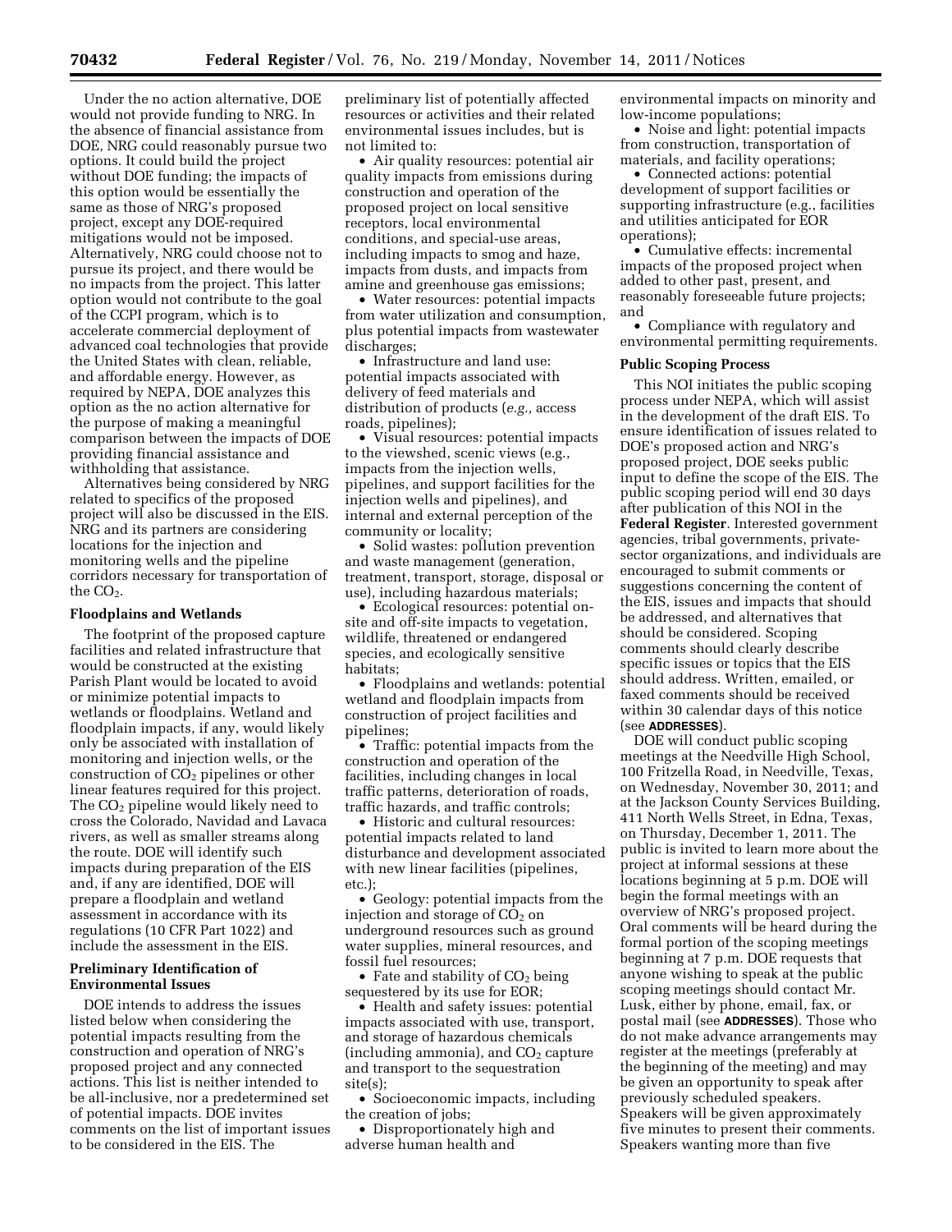Under the no action alternative, DOE would not provide funding to NRG. In the absence of financial assistance from DOE, NRG could reasonably pursue two options. It could build the project without DOE funding; the impacts of this option would be essentially the same as those of NRG's proposed project, except any DOE-required mitigations would not be imposed. Alternatively, NRG could choose not to pursue its project, and there would be no impacts from the project. This latter option would not contribute to the goal of the CCPI program, which is to accelerate commercial deployment of advanced coal technologies that provide the United States with clean, reliable, and affordable energy. However, as required by NEPA, DOE analyzes this option as the no action alternative for the purpose of making a meaningful comparison between the impacts of DOE providing financial assistance and withholding that assistance.

Alternatives being considered by NRG related to specifics of the proposed project will also be discussed in the EIS. NRG and its partners are considering locations for the injection and monitoring wells and the pipeline corridors necessary for transportation of the $CO_2$.

## Floodplains and Wetlands

The footprint of the proposed capture facilities and related infrastructure that would be constructed at the existing Parish Plant would be located to avoid or minimize potential impacts to wetlands or floodplains. Wetland and floodplain impacts, if any, would likely only be associated with installation of monitoring and injection wells, or the construction of $CO_2$ pipelines or other linear features required for this project. The $CO_2$ pipeline would likely need to cross the Colorado, Navidad and Lavaca rivers, as well as smaller streams along the route. DOE will identify such impacts during preparation of the EIS and, if any are identified, DOE will prepare a floodplain and wetland assessment in accordance with its regulations (10 CFR Part 1022) and include the assessment in the EIS.

## Preliminary Identification of Environmental Issues

DOE intends to address the issues listed below when considering the potential impacts resulting from the construction and operation of NRG's proposed project and any connected actions. This list is neither intended to be all-inclusive, nor a predetermined set of potential impacts. DOE invites comments on the list of important issues to be considered in the EIS. The preliminary list of potentially affected resources or activities and their related environmental issues includes, but is not limited to:

- Air quality resources: potential air quality impacts from emissions during construction and operation of the proposed project on local sensitive receptors, local environmental conditions, and special-use areas, including impacts to smog and haze, impacts from dusts, and impacts from amine and greenhouse gas emissions;
- Water resources: potential impacts from water utilization and consumption, plus potential impacts from wastewater discharges;
- Infrastructure and land use: potential impacts associated with delivery of feed materials and distribution of products (*e.g.,* access roads, pipelines);
- Visual resources: potential impacts to the viewshed, scenic views (e.g., impacts from the injection wells, pipelines, and support facilities for the injection wells and pipelines), and internal and external perception of the community or locality;
- Solid wastes: pollution prevention and waste management (generation, treatment, transport, storage, disposal or use), including hazardous materials;
- Ecological resources: potential on-site and off-site impacts to vegetation, wildlife, threatened or endangered species, and ecologically sensitive habitats;
- Floodplains and wetlands: potential wetland and floodplain impacts from construction of project facilities and pipelines;
- Traffic: potential impacts from the construction and operation of the facilities, including changes in local traffic patterns, deterioration of roads, traffic hazards, and traffic controls;
- Historic and cultural resources: potential impacts related to land disturbance and development associated with new linear facilities (pipelines, etc.);
- Geology: potential impacts from the injection and storage of $CO_2$ on underground resources such as ground water supplies, mineral resources, and fossil fuel resources;
- Fate and stability of $CO_2$ being sequestered by its use for EOR;
- Health and safety issues: potential impacts associated with use, transport, and storage of hazardous chemicals (including ammonia), and $CO_2$ capture and transport to the sequestration site(s);
- Socioeconomic impacts, including the creation of jobs;
- Disproportionately high and adverse human health and environmental impacts on minority and low-income populations;
- Noise and light: potential impacts from construction, transportation of materials, and facility operations;
- Connected actions: potential development of support facilities or supporting infrastructure (e.g., facilities and utilities anticipated for EOR operations);
- Cumulative effects: incremental impacts of the proposed project when added to other past, present, and reasonably foreseeable future projects; and
- Compliance with regulatory and environmental permitting requirements.

## Public Scoping Process

This NOI initiates the public scoping process under NEPA, which will assist in the development of the draft EIS. To ensure identification of issues related to DOE's proposed action and NRG's proposed project, DOE seeks public input to define the scope of the EIS. The public scoping period will end 30 days after publication of this NOI in the **Federal Register**. Interested government agencies, tribal governments, private-sector organizations, and individuals are encouraged to submit comments or suggestions concerning the content of the EIS, issues and impacts that should be addressed, and alternatives that should be considered. Scoping comments should clearly describe specific issues or topics that the EIS should address. Written, emailed, or faxed comments should be received within 30 calendar days of this notice (see **ADDRESSES**).

DOE will conduct public scoping meetings at the Needville High School, 100 Fritzella Road, in Needville, Texas, on Wednesday, November 30, 2011; and at the Jackson County Services Building, 411 North Wells Street, in Edna, Texas, on Thursday, December 1, 2011. The public is invited to learn more about the project at informal sessions at these locations beginning at 5 p.m. DOE will begin the formal meetings with an overview of NRG's proposed project. Oral comments will be heard during the formal portion of the scoping meetings beginning at 7 p.m. DOE requests that anyone wishing to speak at the public scoping meetings should contact Mr. Lusk, either by phone, email, fax, or postal mail (see **ADDRESSES**). Those who do not make advance arrangements may register at the meetings (preferably at the beginning of the meeting) and may be given an opportunity to speak after previously scheduled speakers. Speakers will be given approximately five minutes to present their comments. Speakers wanting more than five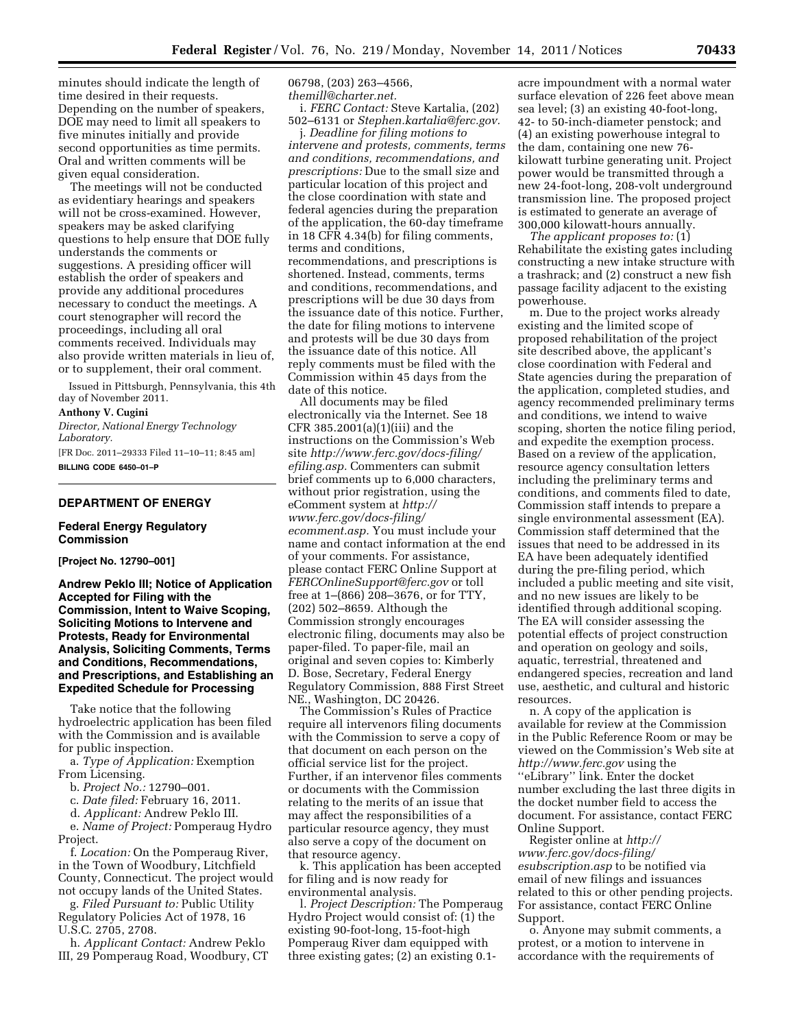minutes should indicate the length of time desired in their requests. Depending on the number of speakers, DOE may need to limit all speakers to five minutes initially and provide second opportunities as time permits. Oral and written comments will be given equal consideration.

The meetings will not be conducted as evidentiary hearings and speakers will not be cross-examined. However, speakers may be asked clarifying questions to help ensure that DOE fully understands the comments or suggestions. A presiding officer will establish the order of speakers and provide any additional procedures necessary to conduct the meetings. A court stenographer will record the proceedings, including all oral comments received. Individuals may also provide written materials in lieu of, or to supplement, their oral comment.

Issued in Pittsburgh, Pennsylvania, this 4th day of November 2011.

**Anthony V. Cugini**

*Director, National Energy Technology Laboratory.*

[FR Doc. 2011–29333 Filed 11–10–11; 8:45 am]

**BILLING CODE 6450–01–P**

## DEPARTMENT OF ENERGY

### Federal Energy Regulatory Commission

**[Project No. 12790–001]**

### Andrew Peklo III; Notice of Application Accepted for Filing with the Commission, Intent to Waive Scoping, Soliciting Motions to Intervene and Protests, Ready for Environmental Analysis, Soliciting Comments, Terms and Conditions, Recommendations, and Prescriptions, and Establishing an Expedited Schedule for Processing

Take notice that the following hydroelectric application has been filed with the Commission and is available for public inspection.

a. *Type of Application:* Exemption From Licensing.

b. *Project No.:* 12790–001.

c. *Date filed:* February 16, 2011.

d. *Applicant:* Andrew Peklo III.

e. *Name of Project:* Pomperaug Hydro Project.

f. *Location:* On the Pomperaug River, in the Town of Woodbury, Litchfield County, Connecticut. The project would not occupy lands of the United States.

g. *Filed Pursuant to:* Public Utility Regulatory Policies Act of 1978, 16 U.S.C. 2705, 2708.

h. *Applicant Contact:* Andrew Peklo III, 29 Pomperaug Road, Woodbury, CT 06798, (203) 263–4566, *themill@charter.net.*

i. *FERC Contact:* Steve Kartalia, (202) 502–6131 or *Stephen.kartalia@ferc.gov.*

j. *Deadline for filing motions to intervene and protests, comments, terms and conditions, recommendations, and prescriptions:* Due to the small size and particular location of this project and the close coordination with state and federal agencies during the preparation of the application, the 60-day timeframe in 18 CFR 4.34(b) for filing comments, terms and conditions, recommendations, and prescriptions is shortened. Instead, comments, terms and conditions, recommendations, and prescriptions will be due 30 days from the issuance date of this notice. Further, the date for filing motions to intervene and protests will be due 30 days from the issuance date of this notice. All reply comments must be filed with the Commission within 45 days from the date of this notice.

All documents may be filed electronically via the Internet. See 18 CFR 385.2001(a)(1)(iii) and the instructions on the Commission's Web site *http://www.ferc.gov/docs-filing/efiling.asp.* Commenters can submit brief comments up to 6,000 characters, without prior registration, using the eComment system at *http://www.ferc.gov/docs-filing/ecomment.asp.* You must include your name and contact information at the end of your comments. For assistance, please contact FERC Online Support at *FERCOnlineSupport@ferc.gov* or toll free at 1–(866) 208–3676, or for TTY, (202) 502–8659. Although the Commission strongly encourages electronic filing, documents may also be paper-filed. To paper-file, mail an original and seven copies to: Kimberly D. Bose, Secretary, Federal Energy Regulatory Commission, 888 First Street NE., Washington, DC 20426.

The Commission's Rules of Practice require all intervenors filing documents with the Commission to serve a copy of that document on each person on the official service list for the project. Further, if an intervenor files comments or documents with the Commission relating to the merits of an issue that may affect the responsibilities of a particular resource agency, they must also serve a copy of the document on that resource agency.

k. This application has been accepted for filing and is now ready for environmental analysis.

l. *Project Description:* The Pomperaug Hydro Project would consist of: (1) the existing 90-foot-long, 15-foot-high Pomperaug River dam equipped with three existing gates; (2) an existing 0.1-acre impoundment with a normal water surface elevation of 226 feet above mean sea level; (3) an existing 40-foot-long, 42- to 50-inch-diameter penstock; and (4) an existing powerhouse integral to the dam, containing one new 76-kilowatt turbine generating unit. Project power would be transmitted through a new 24-foot-long, 208-volt underground transmission line. The proposed project is estimated to generate an average of 300,000 kilowatt-hours annually.

*The applicant proposes to:* (1) Rehabilitate the existing gates including constructing a new intake structure with a trashrack; and (2) construct a new fish passage facility adjacent to the existing powerhouse.

m. Due to the project works already existing and the limited scope of proposed rehabilitation of the project site described above, the applicant's close coordination with Federal and State agencies during the preparation of the application, completed studies, and agency recommended preliminary terms and conditions, we intend to waive scoping, shorten the notice filing period, and expedite the exemption process. Based on a review of the application, resource agency consultation letters including the preliminary terms and conditions, and comments filed to date, Commission staff intends to prepare a single environmental assessment (EA). Commission staff determined that the issues that need to be addressed in its EA have been adequately identified during the pre-filing period, which included a public meeting and site visit, and no new issues are likely to be identified through additional scoping. The EA will consider assessing the potential effects of project construction and operation on geology and soils, aquatic, terrestrial, threatened and endangered species, recreation and land use, aesthetic, and cultural and historic resources.

n. A copy of the application is available for review at the Commission in the Public Reference Room or may be viewed on the Commission's Web site at *http://www.ferc.gov* using the ''eLibrary'' link. Enter the docket number excluding the last three digits in the docket number field to access the document. For assistance, contact FERC Online Support.

Register online at *http://www.ferc.gov/docs-filing/esubscription.asp* to be notified via email of new filings and issuances related to this or other pending projects. For assistance, contact FERC Online Support.

o. Anyone may submit comments, a protest, or a motion to intervene in accordance with the requirements of